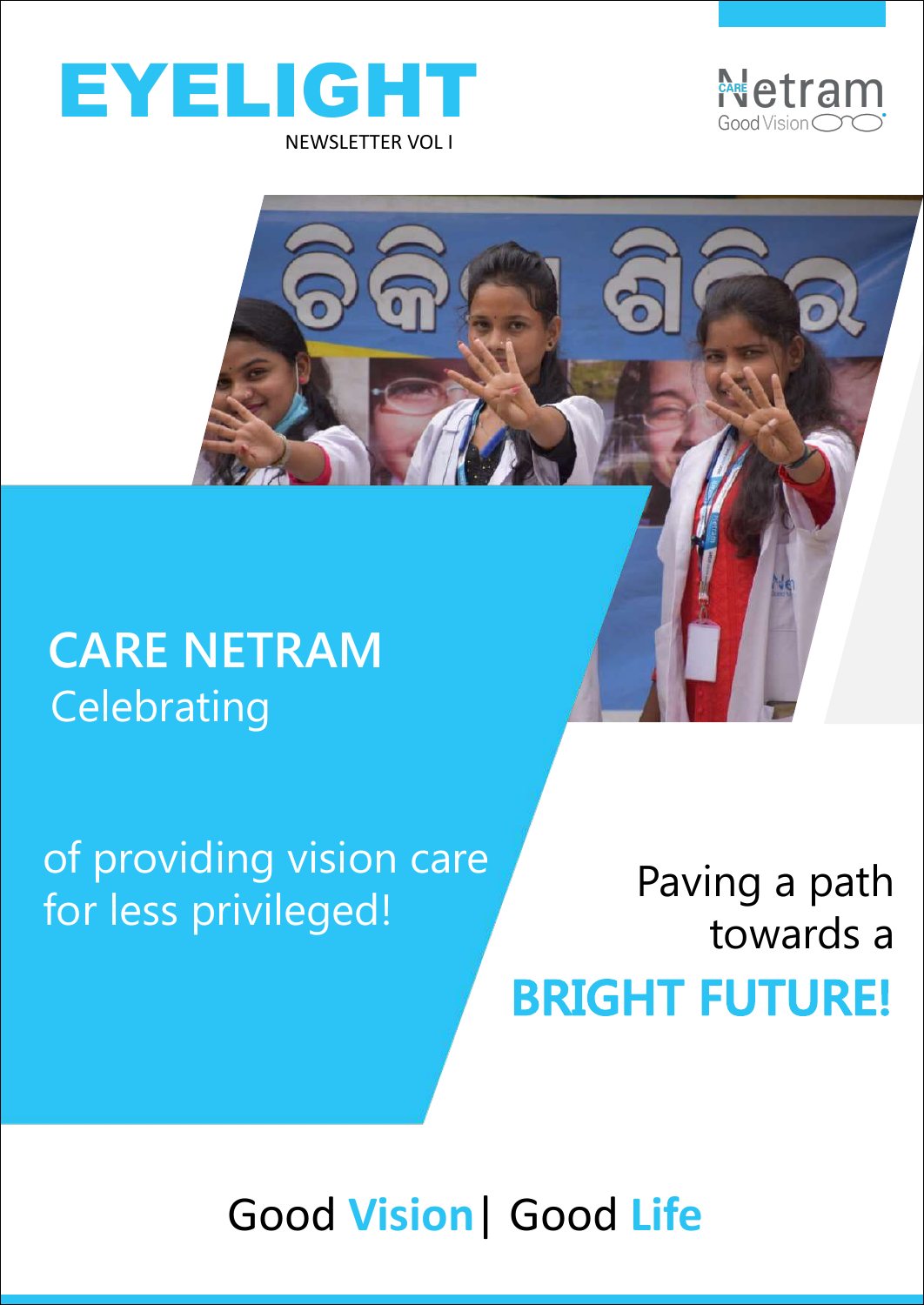# EYELIGHT

NEWSLETTER VOL I

CARE Netram
Good Vision

## CARE NETRAM

Celebrating

of providing vision care for less privileged!

Paving a path towards a

**BRIGHT FUTURE!**

Good **Vision** | Good **Life**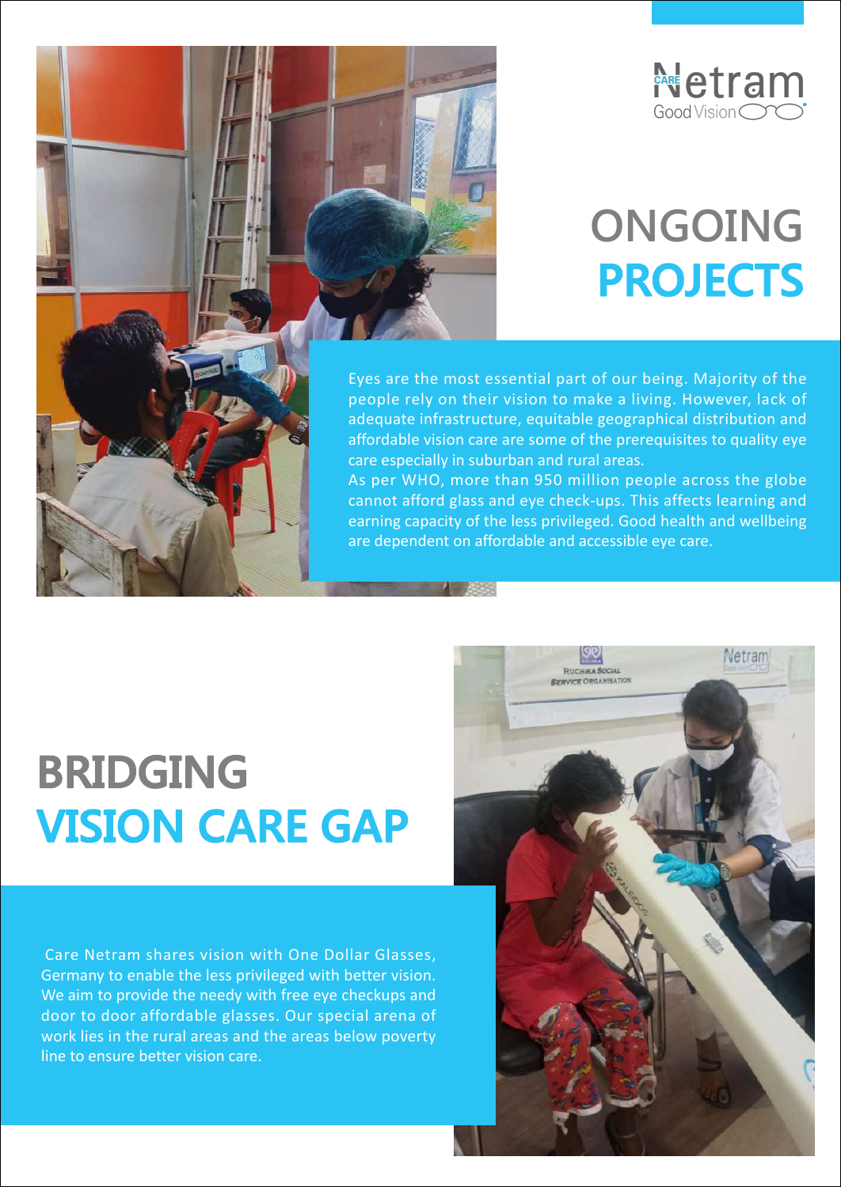# ONGOING PROJECTS

Eyes are the most essential part of our being. Majority of the people rely on their vision to make a living. However, lack of adequate infrastructure, equitable geographical distribution and affordable vision care are some of the prerequisites to quality eye care especially in suburban and rural areas.

As per WHO, more than 950 million people across the globe cannot afford glass and eye check-ups. This affects learning and earning capacity of the less privileged. Good health and wellbeing are dependent on affordable and accessible eye care.

# BRIDGING VISION CARE GAP

Care Netram shares vision with One Dollar Glasses, Germany to enable the less privileged with better vision. We aim to provide the needy with free eye checkups and door to door affordable glasses. Our special arena of work lies in the rural areas and the areas below poverty line to ensure better vision care.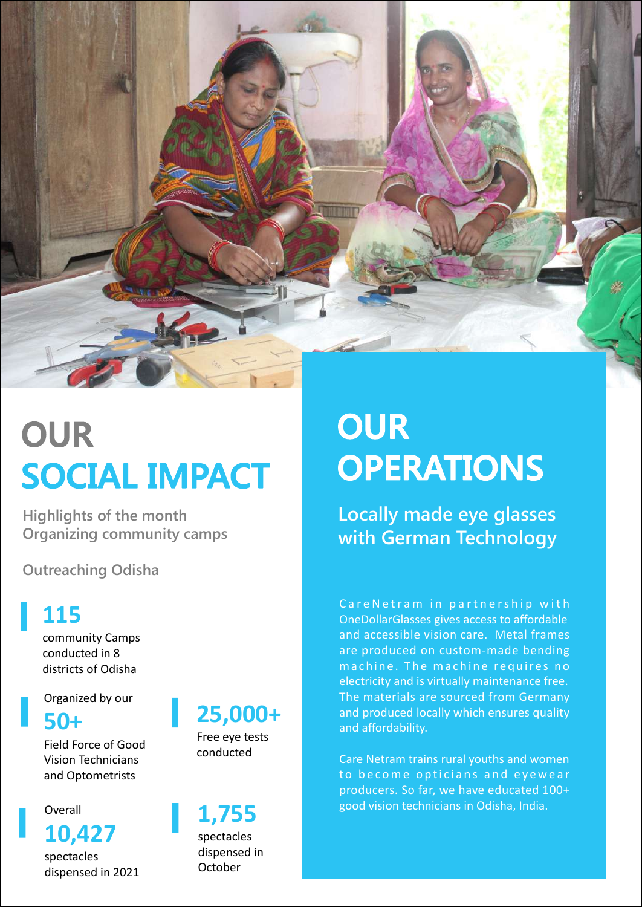# OUR SOCIAL IMPACT

**Highlights of the month**
**Organizing community camps**

**Outreaching Odisha**

**115**
community Camps conducted in 8 districts of Odisha

Organized by our
**50+**
Field Force of Good Vision Technicians and Optometrists

Overall
**10,427**
spectacles dispensed in 2021

**25,000+**
Free eye tests conducted

**1,755**
spectacles dispensed in October

# OUR OPERATIONS

## Locally made eye glasses with German Technology

CareNetram in partnership with OneDollarGlasses gives access to affordable and accessible vision care. Metal frames are produced on custom-made bending machine. The machine requires no electricity and is virtually maintenance free. The materials are sourced from Germany and produced locally which ensures quality and affordability.

Care Netram trains rural youths and women to become opticians and eyewear producers. So far, we have educated 100+ good vision technicians in Odisha, India.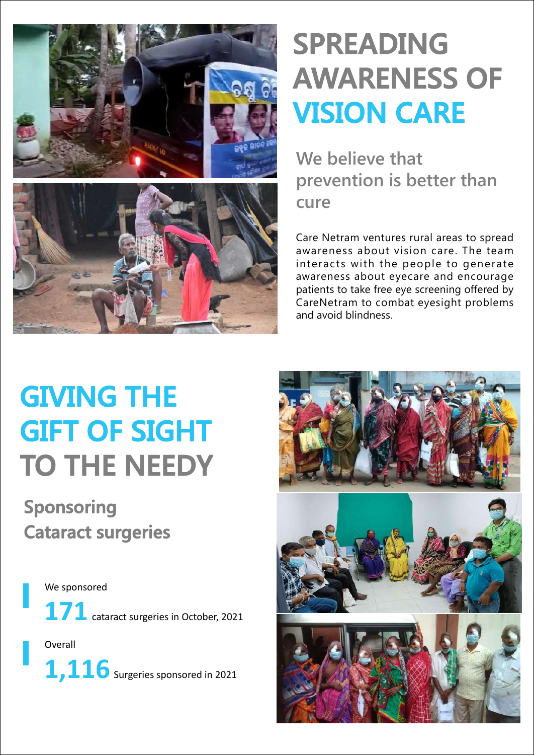# SPREADING AWARENESS OF VISION CARE

## We believe that prevention is better than cure

Care Netram ventures rural areas to spread awareness about vision care. The team interacts with the people to generate awareness about eyecare and encourage patients to take free eye screening offered by CareNetram to combat eyesight problems and avoid blindness.

# GIVING THE GIFT OF SIGHT TO THE NEEDY

## Sponsoring Cataract surgeries

We sponsored

**171** cataract surgeries in October, 2021

Overall

**1,116** Surgeries sponsored in 2021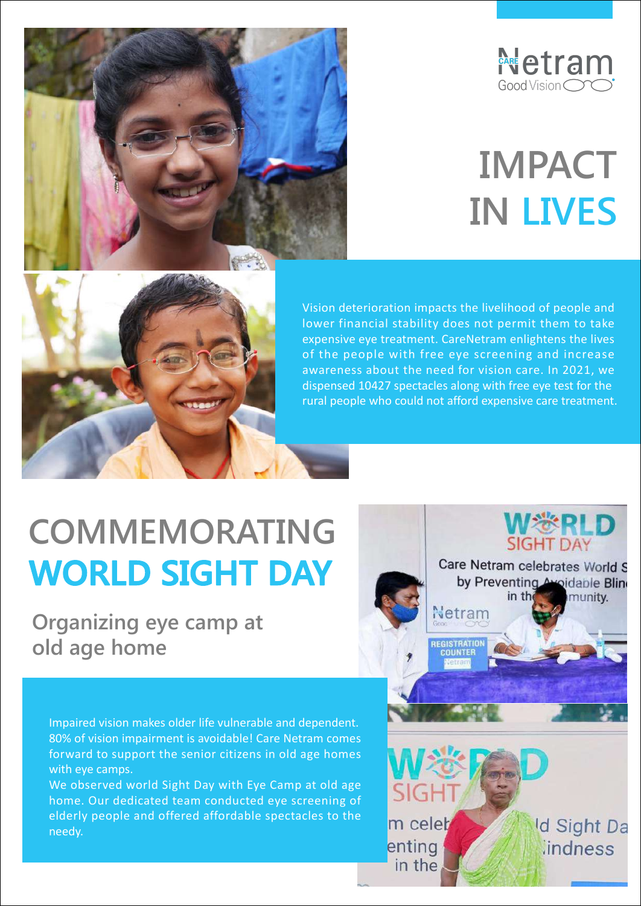# IMPACT IN LIVES

Vision deterioration impacts the livelihood of people and lower financial stability does not permit them to take expensive eye treatment. CareNetram enlightens the lives of the people with free eye screening and increase awareness about the need for vision care. In 2021, we dispensed 10427 spectacles along with free eye test for the rural people who could not afford expensive care treatment.

# COMMEMORATING WORLD SIGHT DAY

## Organizing eye camp at old age home

Impaired vision makes older life vulnerable and dependent. 80% of vision impairment is avoidable! Care Netram comes forward to support the senior citizens in old age homes with eye camps.

We observed world Sight Day with Eye Camp at old age home. Our dedicated team conducted eye screening of elderly people and offered affordable spectacles to the needy.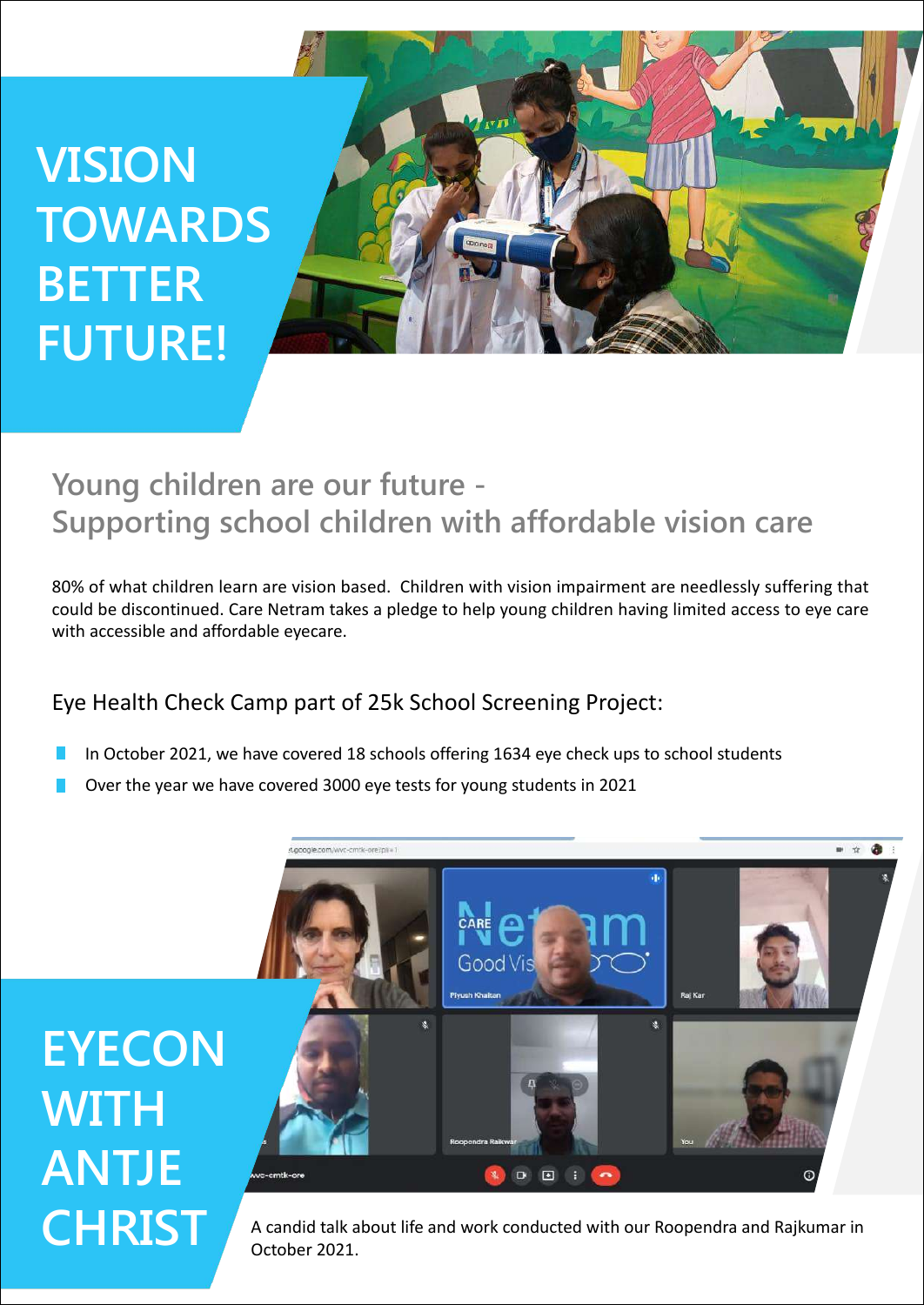# VISION TOWARDS BETTER FUTURE!

## Young children are our future - Supporting school children with affordable vision care

80% of what children learn are vision based. Children with vision impairment are needlessly suffering that could be discontinued. Care Netram takes a pledge to help young children having limited access to eye care with accessible and affordable eyecare.

### Eye Health Check Camp part of 25k School Screening Project:

- In October 2021, we have covered 18 schools offering 1634 eye check ups to school students
- Over the year we have covered 3000 eye tests for young students in 2021

# EYECON WITH ANTJE CHRIST

A candid talk about life and work conducted with our Roopendra and Rajkumar in October 2021.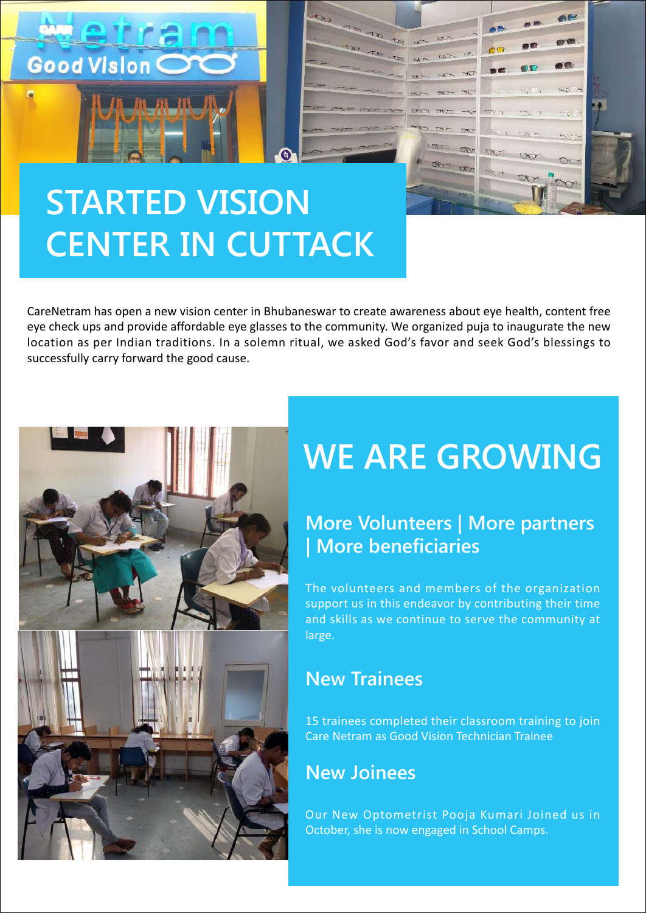# STARTED VISION CENTER IN CUTTACK

CareNetram has open a new vision center in Bhubaneswar to create awareness about eye health, content free eye check ups and provide affordable eye glasses to the community. We organized puja to inaugurate the new location as per Indian traditions. In a solemn ritual, we asked God's favor and seek God's blessings to successfully carry forward the good cause.

# WE ARE GROWING

## More Volunteers | More partners | More beneficiaries

The volunteers and members of the organization support us in this endeavor by contributing their time and skills as we continue to serve the community at large.

## New Trainees

15 trainees completed their classroom training to join Care Netram as Good Vision Technician Trainee

## New Joinees

Our New Optometrist Pooja Kumari Joined us in October, she is now engaged in School Camps.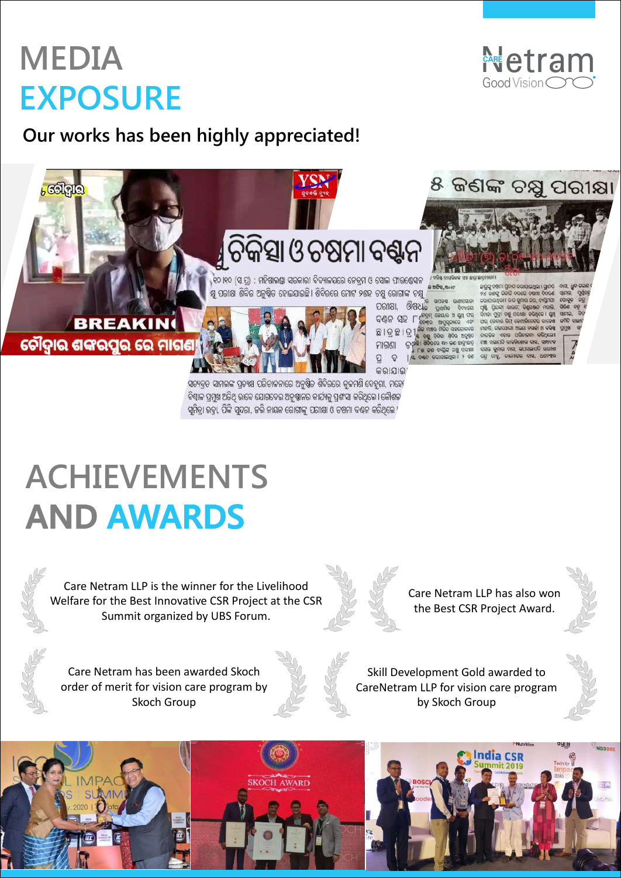# MEDIA EXPOSURE

Netram Good Vision

**Our works has been highly appreciated!**

# ACHIEVEMENTS AND AWARDS

Care Netram LLP is the winner for the Livelihood Welfare for the Best Innovative CSR Project at the CSR Summit organized by UBS Forum.

Care Netram LLP has also won the Best CSR Project Award.

Care Netram has been awarded Skoch order of merit for vision care program by Skoch Group

Skill Development Gold awarded to CareNetram LLP for vision care program by Skoch Group